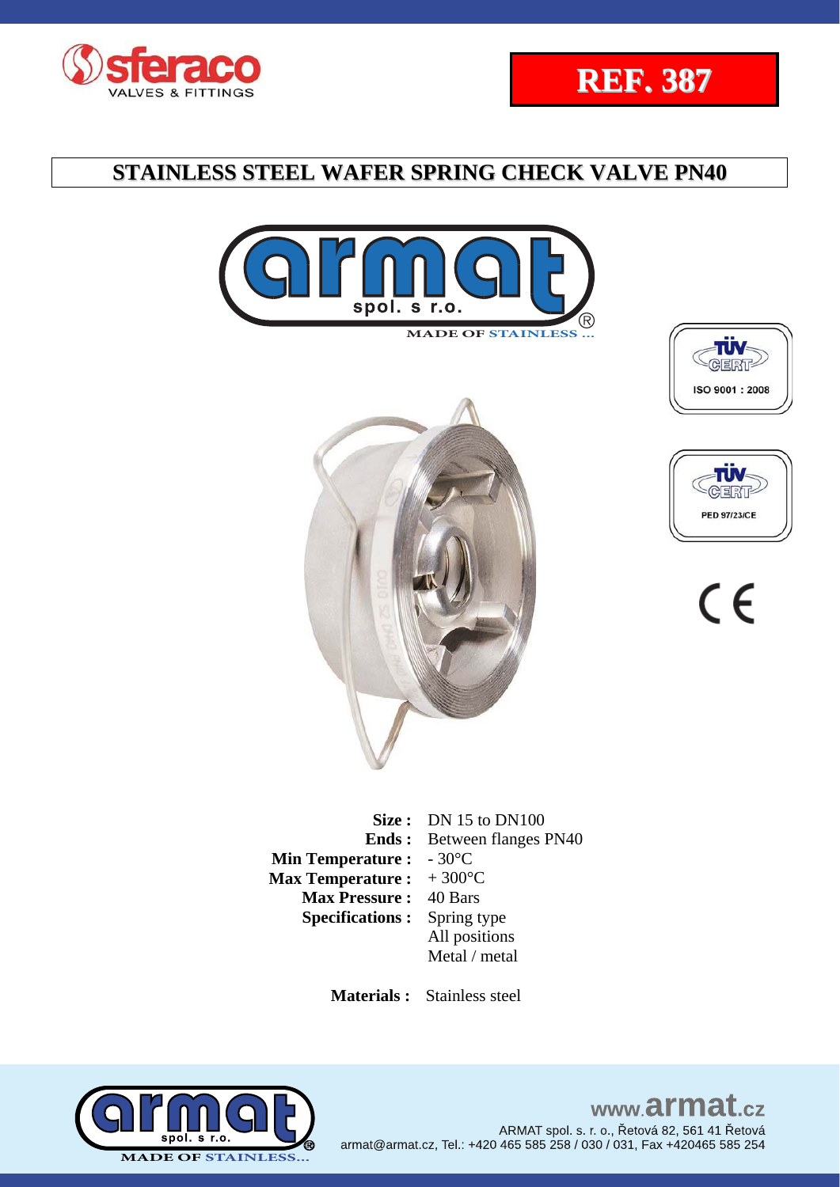**REF. 387**

# STAINLESS STEEL WAFER SPRING CHECK VALVE PN40

MADE OF STAINLESS ...

ISO 9001 : 2008

PED 97/23/CE

| | |
|---|---|
| **Size :** | DN 15 to DN100 |
| **Ends :** | Between flanges PN40 |
| **Min Temperature :** | - 30°C |
| **Max Temperature :** | + 300°C |
| **Max Pressure :** | 40 Bars |
| **Specifications :** | Spring type<br>All positions<br>Metal / metal |

**Materials :** Stainless steel

MADE OF STAINLESS...

www.armat.cz

ARMAT spol. s. r. o., Řetová 82, 561 41 Řetová
armat@armat.cz, Tel.: +420 465 585 258 / 030 / 031, Fax +420465 585 254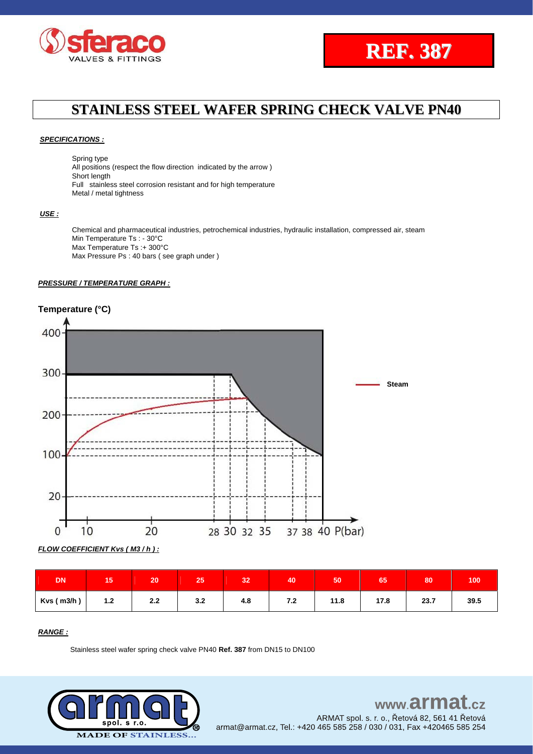**REF. 387**

# STAINLESS STEEL WAFER SPRING CHECK VALVE PN40

***SPECIFICATIONS :***

Spring type
All positions (respect the flow direction indicated by the arrow )
Short length
Full stainless steel corrosion resistant and for high temperature
Metal / metal tightness

***USE :***

Chemical and pharmaceutical industries, petrochemical industries, hydraulic installation, compressed air, steam
Min Temperature Ts : - 30°C
Max Temperature Ts :+ 300°C
Max Pressure Ps : 40 bars ( see graph under )

***PRESSURE / TEMPERATURE GRAPH :***

**Temperature (°C)**

Steam

P(bar)

***FLOW COEFFICIENT Kvs ( M3 / h ) :***

| DN | 15 | 20 | 25 | 32 | 40 | 50 | 65 | 80 | 100 |
|---|---|---|---|---|---|---|---|---|---|
| Kvs ( m3/h ) | 1.2 | 2.2 | 3.2 | 4.8 | 7.2 | 11.8 | 17.8 | 23.7 | 39.5 |

***RANGE :***

Stainless steel wafer spring check valve PN40 **Ref. 387** from DN15 to DN100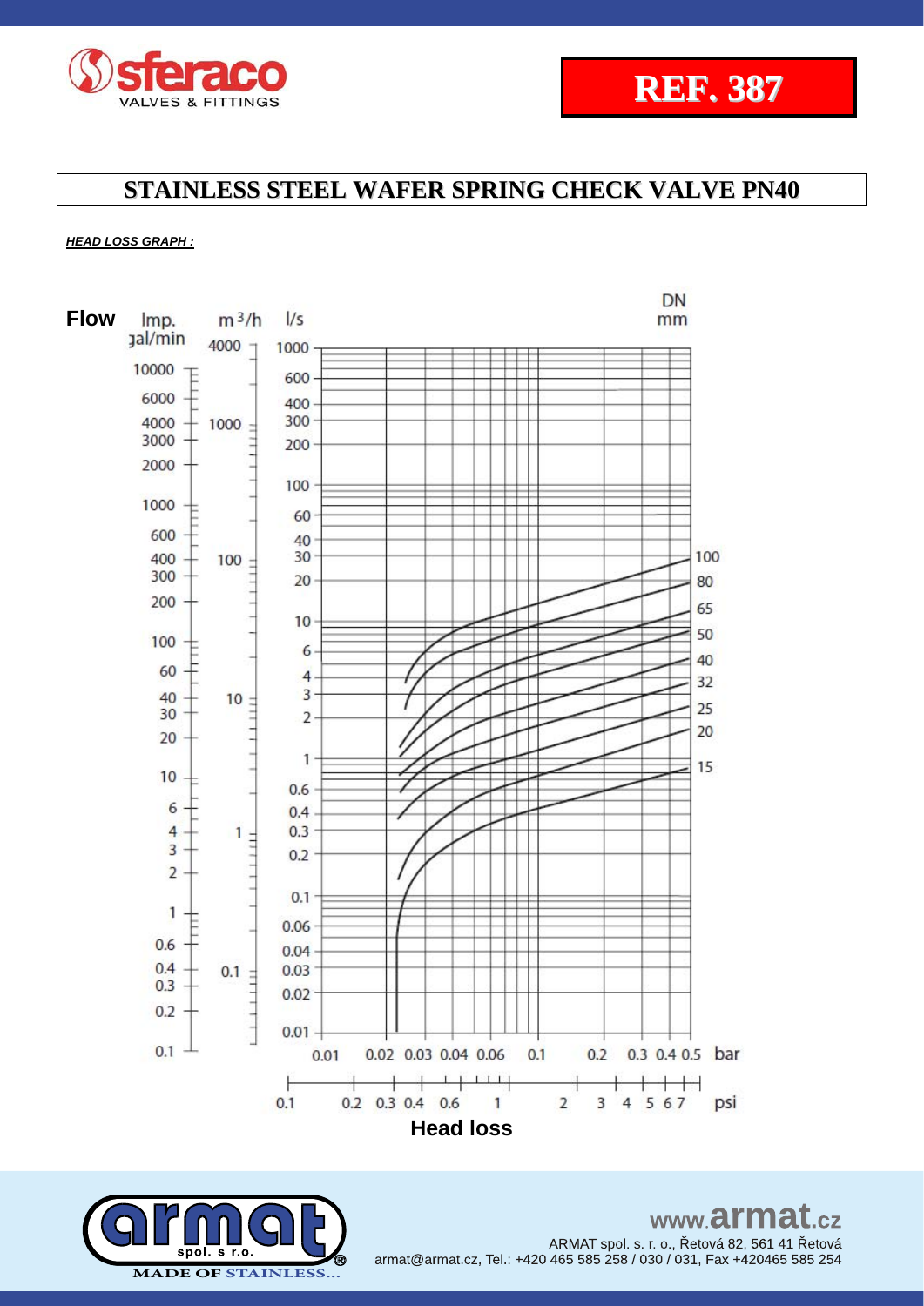**REF. 387**

# STAINLESS STEEL WAFER SPRING CHECK VALVE PN40

***HEAD LOSS GRAPH :***

Flow — Imp. gal/min: 10000, 6000, 4000, 3000, 2000, 1000, 600, 400, 300, 200, 100, 60, 40, 30, 20, 10, 6, 4, 3, 2, 1, 0.6, 0.4, 0.3, 0.2, 0.1

$m^3/h$: 4000, 1000, 100, 10, 1, 0.1

l/s: 1000, 600, 400, 300, 200, 100, 60, 40, 30, 20, 10, 6, 4, 3, 2, 1, 0.6, 0.4, 0.3, 0.2, 0.1, 0.06, 0.04, 0.03, 0.02, 0.01

DN mm: 100, 80, 65, 50, 40, 32, 25, 20, 15

Head loss — bar: 0.01, 0.02, 0.03, 0.04, 0.06, 0.1, 0.2, 0.3, 0.4, 0.5

psi: 0.1, 0.2, 0.3, 0.4, 0.6, 1, 2, 3, 4, 5, 6, 7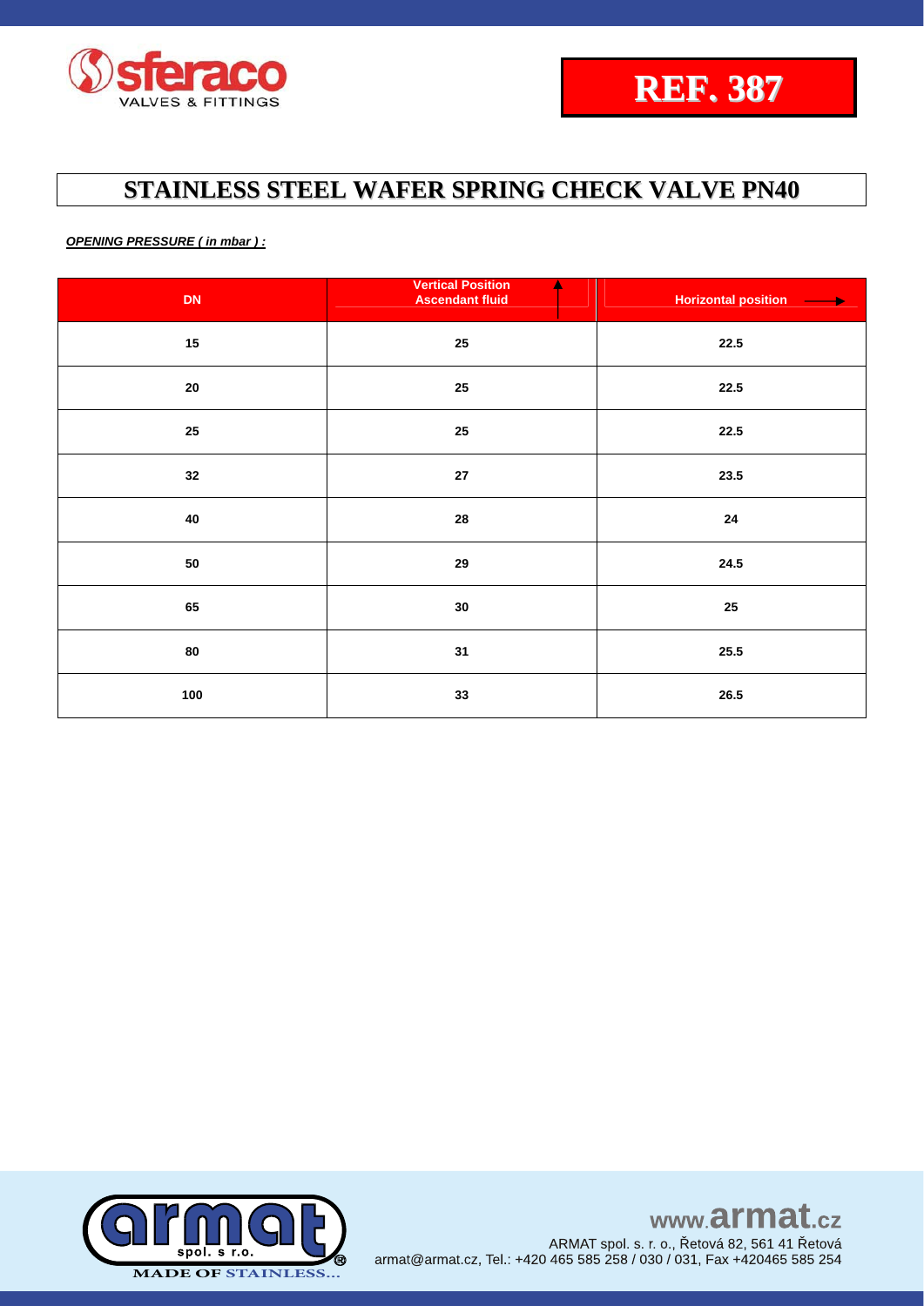**REF. 387**

# STAINLESS STEEL WAFER SPRING CHECK VALVE PN40

***OPENING PRESSURE ( in mbar ) :***

| DN | Vertical Position Ascendant fluid | Horizontal position |
|---|---|---|
| 15 | 25 | 22.5 |
| 20 | 25 | 22.5 |
| 25 | 25 | 22.5 |
| 32 | 27 | 23.5 |
| 40 | 28 | 24 |
| 50 | 29 | 24.5 |
| 65 | 30 | 25 |
| 80 | 31 | 25.5 |
| 100 | 33 | 26.5 |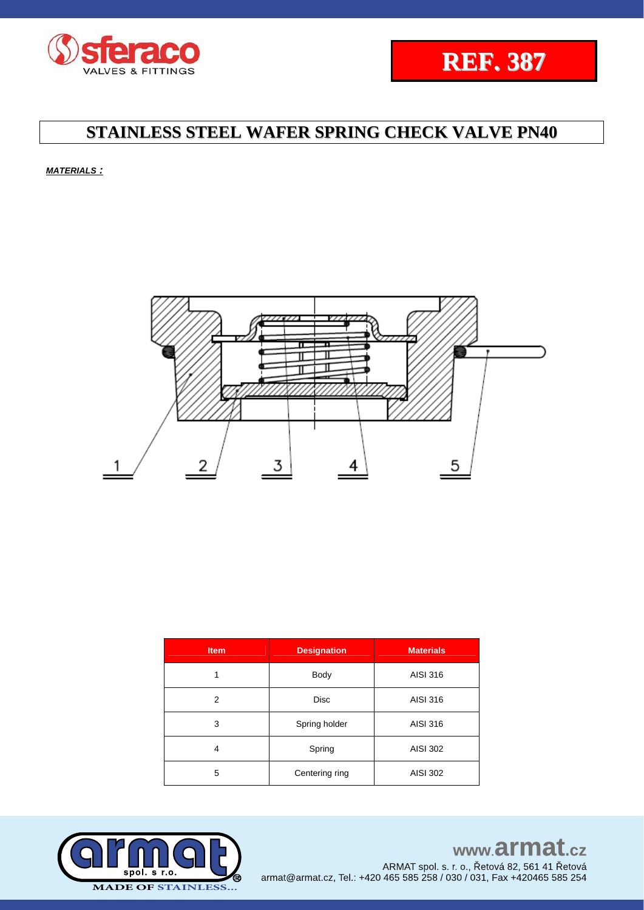# REF. 387

## STAINLESS STEEL WAFER SPRING CHECK VALVE PN40

***MATERIALS :***

| Item | Designation | Materials |
|---|---|---|
| 1 | Body | AISI 316 |
| 2 | Disc | AISI 316 |
| 3 | Spring holder | AISI 316 |
| 4 | Spring | AISI 302 |
| 5 | Centering ring | AISI 302 |

www.armat.cz

ARMAT spol. s. r. o., Řetová 82, 561 41 Řetová

armat@armat.cz, Tel.: +420 465 585 258 / 030 / 031, Fax +420465 585 254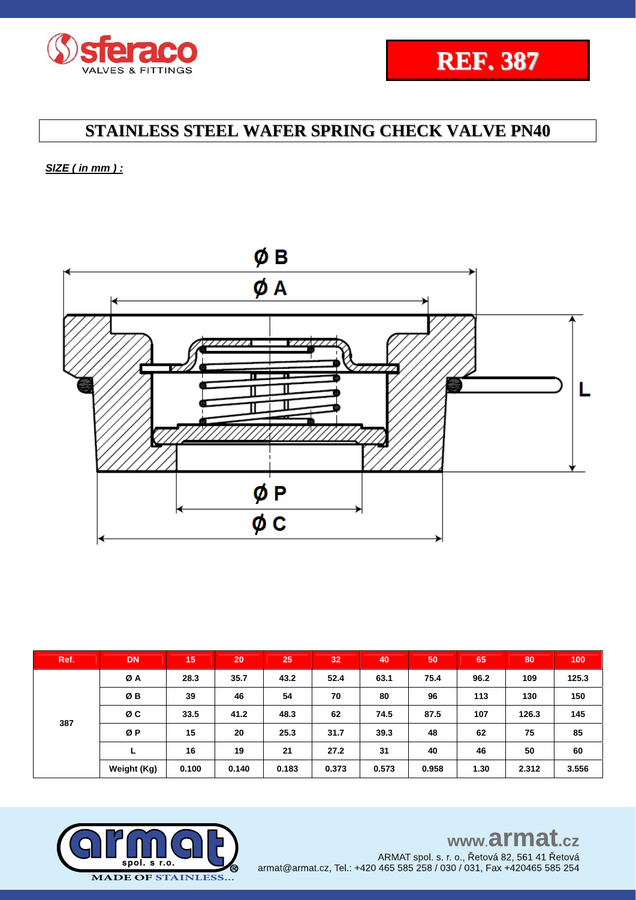REF. 387

# STAINLESS STEEL WAFER SPRING CHECK VALVE PN40

***SIZE ( in mm ) :***

| Ref. | DN | 15 | 20 | 25 | 32 | 40 | 50 | 65 | 80 | 100 |
|---|---|---|---|---|---|---|---|---|---|---|
| 387 | Ø A | 28.3 | 35.7 | 43.2 | 52.4 | 63.1 | 75.4 | 96.2 | 109 | 125.3 |
| | Ø B | 39 | 46 | 54 | 70 | 80 | 96 | 113 | 130 | 150 |
| | Ø C | 33.5 | 41.2 | 48.3 | 62 | 74.5 | 87.5 | 107 | 126.3 | 145 |
| | Ø P | 15 | 20 | 25.3 | 31.7 | 39.3 | 48 | 62 | 75 | 85 |
| | L | 16 | 19 | 21 | 27.2 | 31 | 40 | 46 | 50 | 60 |
| | Weight (Kg) | 0.100 | 0.140 | 0.183 | 0.373 | 0.573 | 0.958 | 1.30 | 2.312 | 3.556 |

www.armat.cz

ARMAT spol. s r. o., Řetová 82, 561 41 Řetová
armat@armat.cz, Tel.: +420 465 585 258 / 030 / 031, Fax +420465 585 254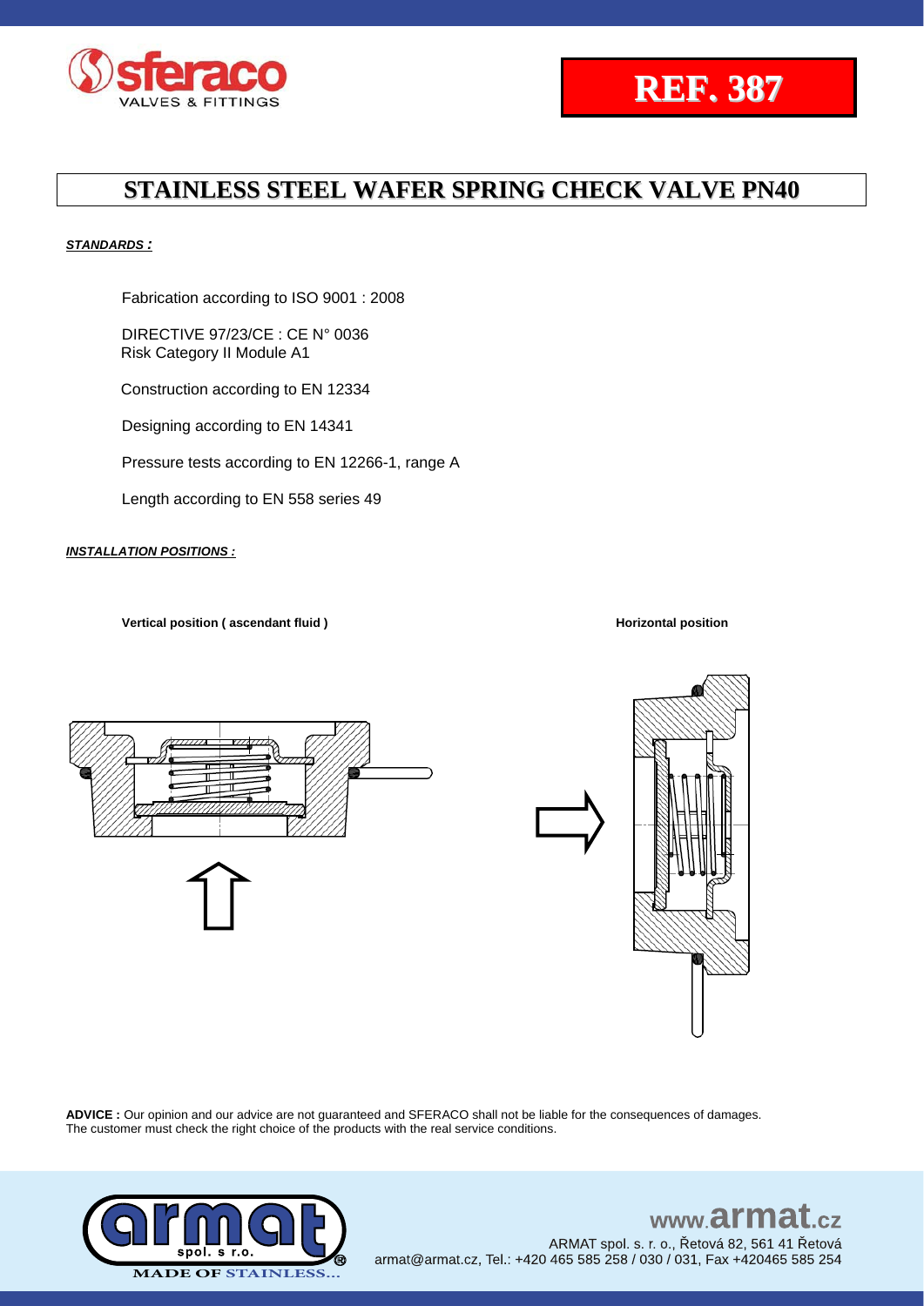**REF. 387**

# STAINLESS STEEL WAFER SPRING CHECK VALVE PN40

***STANDARDS :***

Fabrication according to ISO 9001 : 2008

DIRECTIVE 97/23/CE : CE N° 0036
Risk Category II Module A1

Construction according to EN 12334

Designing according to EN 14341

Pressure tests according to EN 12266-1, range A

Length according to EN 558 series 49

***INSTALLATION POSITIONS :***

**Vertical position ( ascendant fluid )**

**Horizontal position**

**ADVICE :** Our opinion and our advice are not guaranteed and SFERACO shall not be liable for the consequences of damages.
The customer must check the right choice of the products with the real service conditions.

www.armat.cz
ARMAT spol. s. r. o., Řetová 82, 561 41 Řetová
armat@armat.cz, Tel.: +420 465 585 258 / 030 / 031, Fax +420465 585 254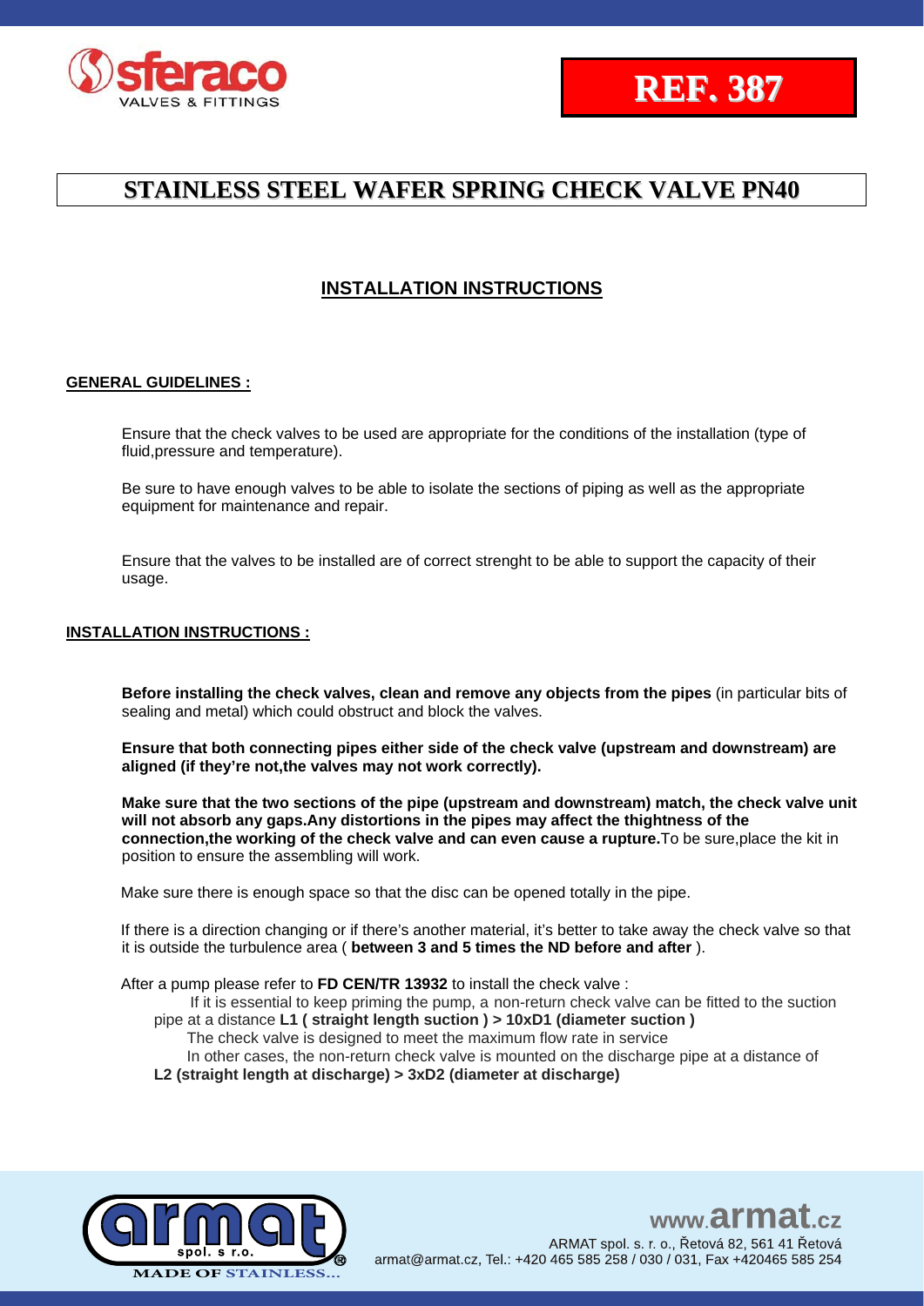**REF. 387**

# STAINLESS STEEL WAFER SPRING CHECK VALVE PN40

## INSTALLATION INSTRUCTIONS

### GENERAL GUIDELINES :

Ensure that the check valves to be used are appropriate for the conditions of the installation (type of fluid,pressure and temperature).

Be sure to have enough valves to be able to isolate the sections of piping as well as the appropriate equipment for maintenance and repair.

Ensure that the valves to be installed are of correct strenght to be able to support the capacity of their usage.

### INSTALLATION INSTRUCTIONS :

**Before installing the check valves, clean and remove any objects from the pipes** (in particular bits of sealing and metal) which could obstruct and block the valves.

**Ensure that both connecting pipes either side of the check valve (upstream and downstream) are aligned (if they're not,the valves may not work correctly).**

**Make sure that the two sections of the pipe (upstream and downstream) match, the check valve unit will not absorb any gaps.Any distortions in the pipes may affect the thightness of the connection,the working of the check valve and can even cause a rupture.** To be sure,place the kit in position to ensure the assembling will work.

Make sure there is enough space so that the disc can be opened totally in the pipe.

If there is a direction changing or if there's another material, it's better to take away the check valve so that it is outside the turbulence area ( **between 3 and 5 times the ND before and after** ).

After a pump please refer to **FD CEN/TR 13932** to install the check valve :

If it is essential to keep priming the pump, a non-return check valve can be fitted to the suction pipe at a distance **L1 ( straight length suction ) > 10xD1 (diameter suction )**

The check valve is designed to meet the maximum flow rate in service

In other cases, the non-return check valve is mounted on the discharge pipe at a distance of **L2 (straight length at discharge) > 3xD2 (diameter at discharge)**

www.armat.cz

ARMAT spol. s r. o., Řetová 82, 561 41 Řetová
armat@armat.cz, Tel.: +420 465 585 258 / 030 / 031, Fax +420465 585 254